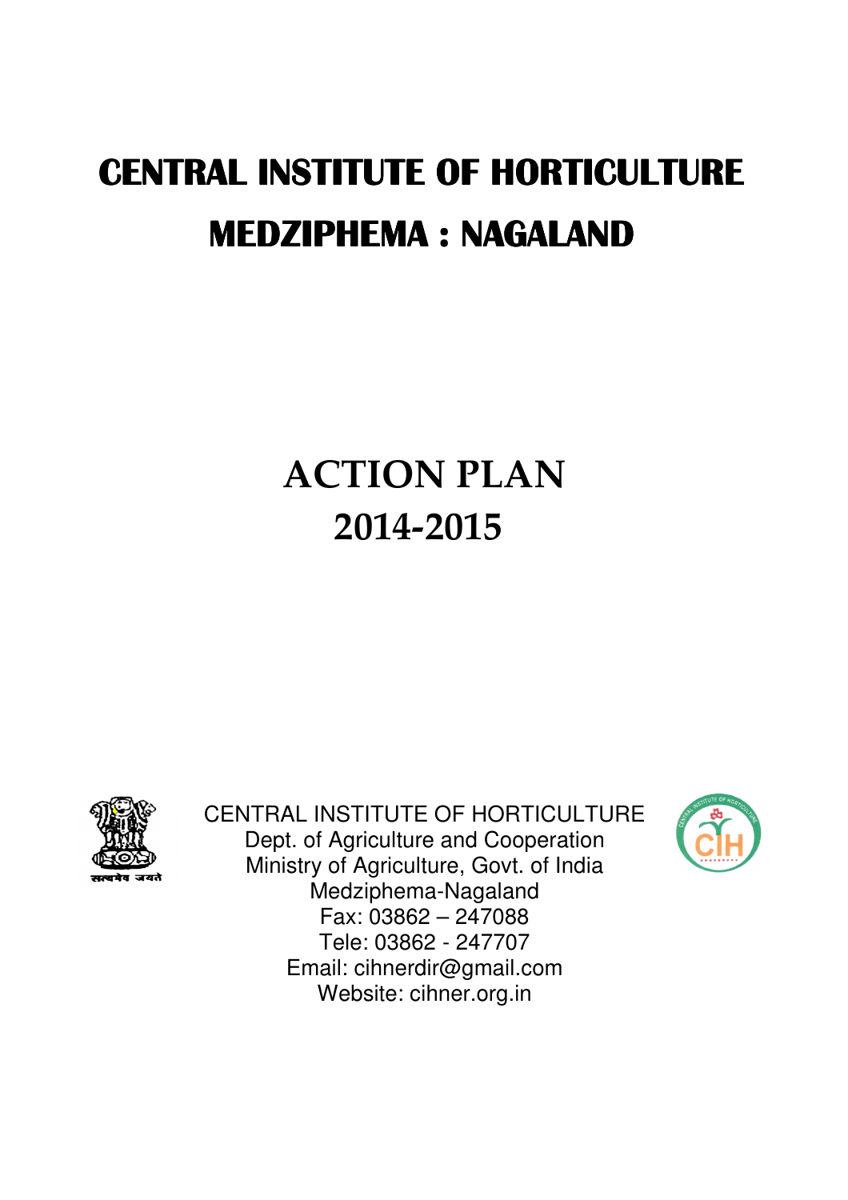# CENTRAL INSTITUTE OF HORTICULTURE
# MEDZIPHEMA : NAGALAND

## ACTION PLAN
## 2014-2015

CENTRAL INSTITUTE OF HORTICULTURE
Dept. of Agriculture and Cooperation
Ministry of Agriculture, Govt. of India
Medziphema-Nagaland
Fax: 03862 – 247088
Tele: 03862 - 247707
Email: cihnerdir@gmail.com
Website: cihner.org.in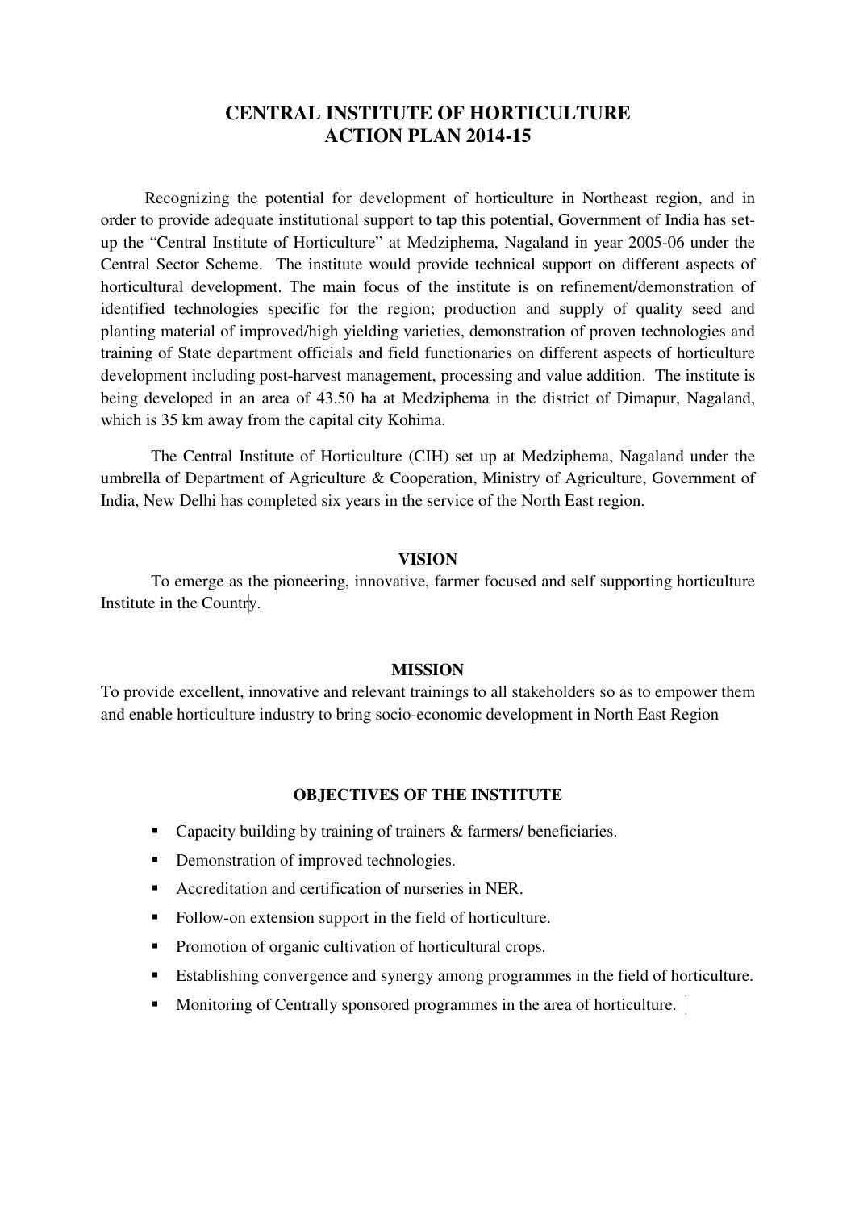# CENTRAL INSTITUTE OF HORTICULTURE ACTION PLAN 2014-15

Recognizing the potential for development of horticulture in Northeast region, and in order to provide adequate institutional support to tap this potential, Government of India has set-up the "Central Institute of Horticulture" at Medziphema, Nagaland in year 2005-06 under the Central Sector Scheme. The institute would provide technical support on different aspects of horticultural development. The main focus of the institute is on refinement/demonstration of identified technologies specific for the region; production and supply of quality seed and planting material of improved/high yielding varieties, demonstration of proven technologies and training of State department officials and field functionaries on different aspects of horticulture development including post-harvest management, processing and value addition. The institute is being developed in an area of 43.50 ha at Medziphema in the district of Dimapur, Nagaland, which is 35 km away from the capital city Kohima.

The Central Institute of Horticulture (CIH) set up at Medziphema, Nagaland under the umbrella of Department of Agriculture & Cooperation, Ministry of Agriculture, Government of India, New Delhi has completed six years in the service of the North East region.

## VISION

To emerge as the pioneering, innovative, farmer focused and self supporting horticulture Institute in the Country.

## MISSION

To provide excellent, innovative and relevant trainings to all stakeholders so as to empower them and enable horticulture industry to bring socio-economic development in North East Region

## OBJECTIVES OF THE INSTITUTE

- Capacity building by training of trainers & farmers/ beneficiaries.
- Demonstration of improved technologies.
- Accreditation and certification of nurseries in NER.
- Follow-on extension support in the field of horticulture.
- Promotion of organic cultivation of horticultural crops.
- Establishing convergence and synergy among programmes in the field of horticulture.
- Monitoring of Centrally sponsored programmes in the area of horticulture.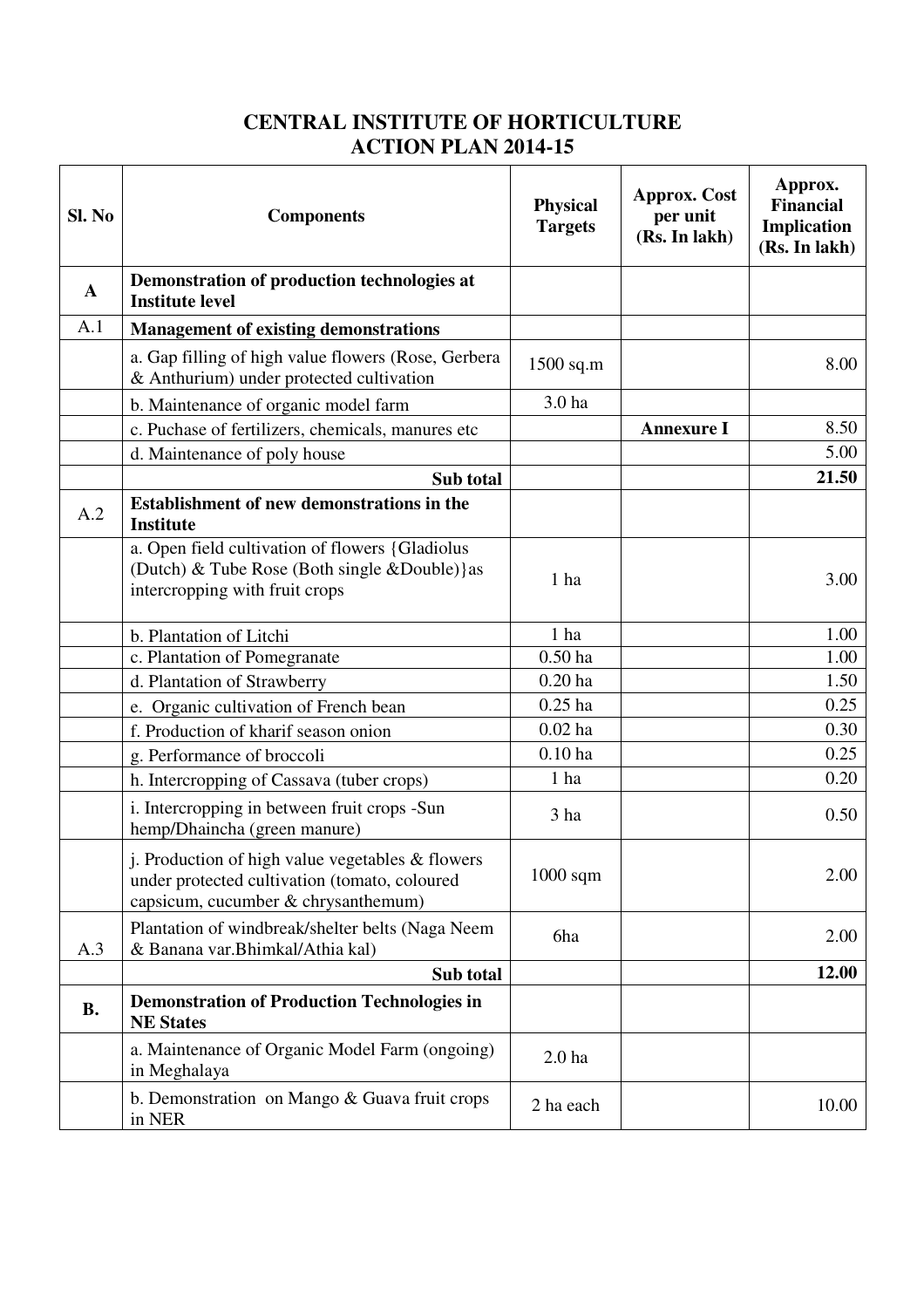# CENTRAL INSTITUTE OF HORTICULTURE
## ACTION PLAN 2014-15

| Sl. No | Components | Physical Targets | Approx. Cost per unit (Rs. In lakh) | Approx. Financial Implication (Rs. In lakh) |
|---|---|---|---|---|
| **A** | **Demonstration of production technologies at Institute level** | | | |
| A.1 | **Management of existing demonstrations** | | | |
| | a. Gap filling of high value flowers (Rose, Gerbera & Anthurium) under protected cultivation | 1500 sq.m | | 8.00 |
| | b. Maintenance of organic model farm | 3.0 ha | | |
| | c. Puchase of fertilizers, chemicals, manures etc | | **Annexure I** | 8.50 |
| | d. Maintenance of poly house | | | 5.00 |
| | **Sub total** | | | **21.50** |
| A.2 | **Establishment of new demonstrations in the Institute** | | | |
| | a. Open field cultivation of flowers {Gladiolus (Dutch) & Tube Rose (Both single &Double)}as intercropping with fruit crops | 1 ha | | 3.00 |
| | b. Plantation of Litchi | 1 ha | | 1.00 |
| | c. Plantation of Pomegranate | 0.50 ha | | 1.00 |
| | d. Plantation of Strawberry | 0.20 ha | | 1.50 |
| | e. Organic cultivation of French bean | 0.25 ha | | 0.25 |
| | f. Production of kharif season onion | 0.02 ha | | 0.30 |
| | g. Performance of broccoli | 0.10 ha | | 0.25 |
| | h. Intercropping of Cassava (tuber crops) | 1 ha | | 0.20 |
| | i. Intercropping in between fruit crops -Sun hemp/Dhaincha (green manure) | 3 ha | | 0.50 |
| | j. Production of high value vegetables & flowers under protected cultivation (tomato, coloured capsicum, cucumber & chrysanthemum) | 1000 sqm | | 2.00 |
| A.3 | Plantation of windbreak/shelter belts (Naga Neem & Banana var.Bhimkal/Athia kal) | 6ha | | 2.00 |
| | **Sub total** | | | **12.00** |
| **B.** | **Demonstration of Production Technologies in NE States** | | | |
| | a. Maintenance of Organic Model Farm (ongoing) in Meghalaya | 2.0 ha | | |
| | b. Demonstration on Mango & Guava fruit crops in NER | 2 ha each | | 10.00 |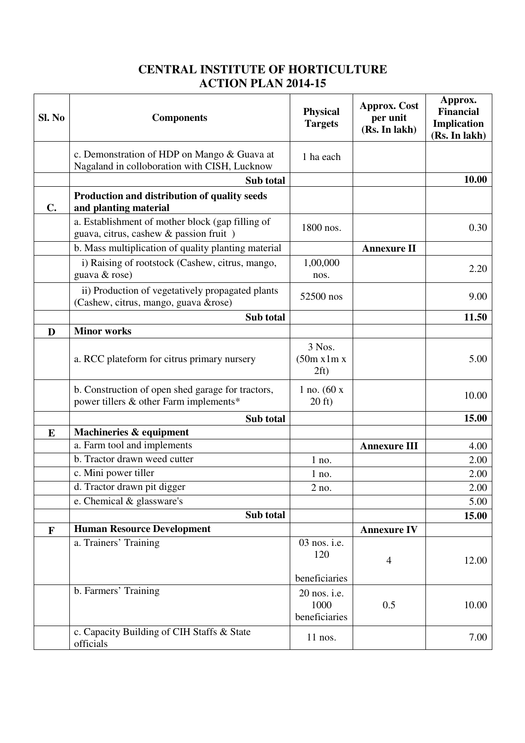# CENTRAL INSTITUTE OF HORTICULTURE
# ACTION PLAN 2014-15

| Sl. No | Components | Physical Targets | Approx. Cost per unit (Rs. In lakh) | Approx. Financial Implication (Rs. In lakh) |
|---|---|---|---|---|
| | c. Demonstration of HDP on Mango & Guava at Nagaland in colloboration with CISH, Lucknow | 1 ha each | | |
| | **Sub total** | | | **10.00** |
| **C.** | **Production and distribution of quality seeds and planting material** | | | |
| | a. Establishment of mother block (gap filling of guava, citrus, cashew & passion fruit ) | 1800 nos. | | 0.30 |
| | b. Mass multiplication of quality planting material | | **Annexure II** | |
| | i) Raising of rootstock (Cashew, citrus, mango, guava & rose) | 1,00,000 nos. | | 2.20 |
| | ii) Production of vegetatively propagated plants (Cashew, citrus, mango, guava &rose) | 52500 nos | | 9.00 |
| | **Sub total** | | | **11.50** |
| **D** | **Minor works** | | | |
| | a. RCC plateform for citrus primary nursery | 3 Nos. (50m x1m x 2ft) | | 5.00 |
| | b. Construction of open shed garage for tractors, power tillers & other Farm implements* | 1 no. (60 x 20 ft) | | 10.00 |
| | **Sub total** | | | **15.00** |
| **E** | **Machineries & equipment** | | | |
| | a. Farm tool and implements | | **Annexure III** | 4.00 |
| | b. Tractor drawn weed cutter | 1 no. | | 2.00 |
| | c. Mini power tiller | 1 no. | | 2.00 |
| | d. Tractor drawn pit digger | 2 no. | | 2.00 |
| | e. Chemical & glassware's | | | 5.00 |
| | **Sub total** | | | **15.00** |
| **F** | **Human Resource Development** | | **Annexure IV** | |
| | a. Trainers' Training | 03 nos. i.e. 120 beneficiaries | 4 | 12.00 |
| | b. Farmers' Training | 20 nos. i.e. 1000 beneficiaries | 0.5 | 10.00 |
| | c. Capacity Building of CIH Staffs & State officials | 11 nos. | | 7.00 |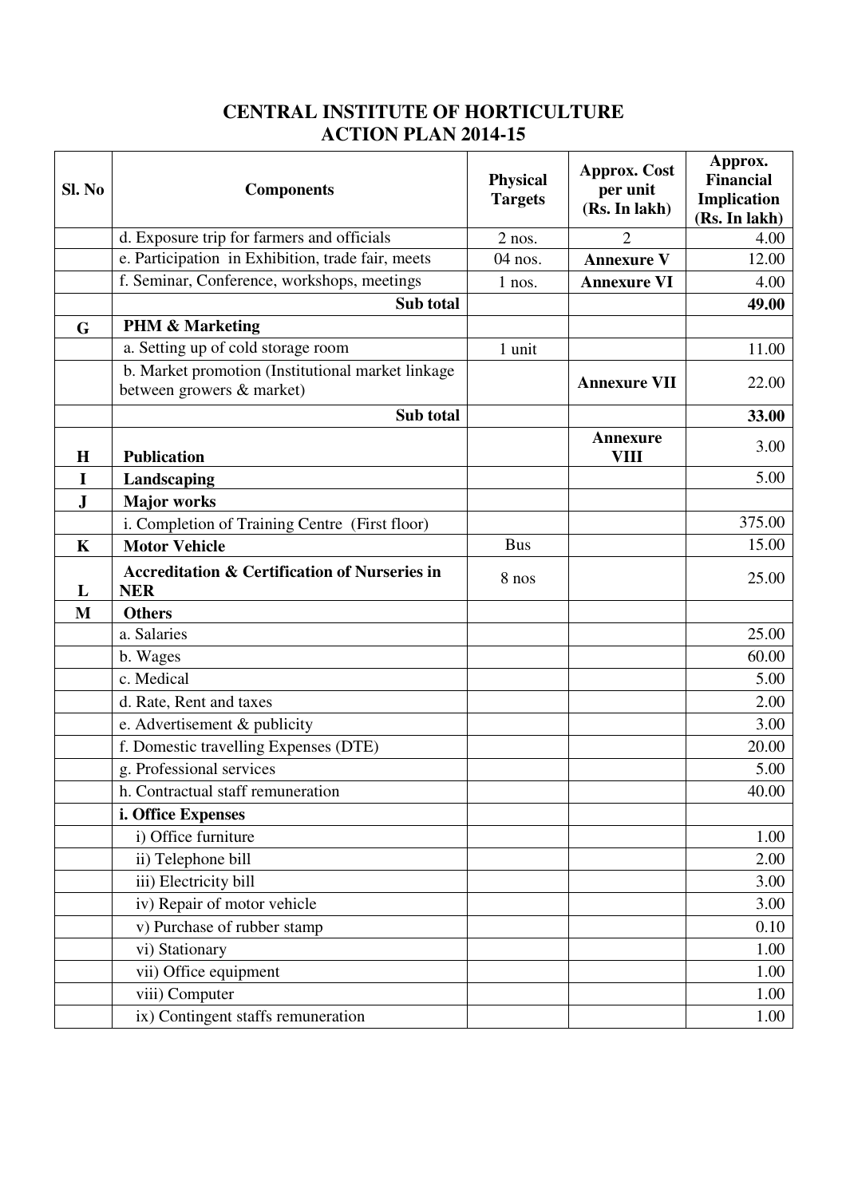# CENTRAL INSTITUTE OF HORTICULTURE
## ACTION PLAN 2014-15

| Sl. No | Components | Physical Targets | Approx. Cost per unit (Rs. In lakh) | Approx. Financial Implication (Rs. In lakh) |
|---|---|---|---|---|
| | d. Exposure trip for farmers and officials | 2 nos. | 2 | 4.00 |
| | e. Participation in Exhibition, trade fair, meets | 04 nos. | **Annexure V** | 12.00 |
| | f. Seminar, Conference, workshops, meetings | 1 nos. | **Annexure VI** | 4.00 |
| | **Sub total** | | | **49.00** |
| **G** | **PHM & Marketing** | | | |
| | a. Setting up of cold storage room | 1 unit | | 11.00 |
| | b. Market promotion (Institutional market linkage between growers & market) | | **Annexure VII** | 22.00 |
| | **Sub total** | | | **33.00** |
| **H** | **Publication** | | **Annexure VIII** | 3.00 |
| **I** | **Landscaping** | | | 5.00 |
| **J** | **Major works** | | | |
| | i. Completion of Training Centre (First floor) | | | 375.00 |
| **K** | **Motor Vehicle** | Bus | | 15.00 |
| **L** | **Accreditation & Certification of Nurseries in NER** | 8 nos | | 25.00 |
| **M** | **Others** | | | |
| | a. Salaries | | | 25.00 |
| | b. Wages | | | 60.00 |
| | c. Medical | | | 5.00 |
| | d. Rate, Rent and taxes | | | 2.00 |
| | e. Advertisement & publicity | | | 3.00 |
| | f. Domestic travelling Expenses (DTE) | | | 20.00 |
| | g. Professional services | | | 5.00 |
| | h. Contractual staff remuneration | | | 40.00 |
| | **i. Office Expenses** | | | |
| | i) Office furniture | | | 1.00 |
| | ii) Telephone bill | | | 2.00 |
| | iii) Electricity bill | | | 3.00 |
| | iv) Repair of motor vehicle | | | 3.00 |
| | v) Purchase of rubber stamp | | | 0.10 |
| | vi) Stationary | | | 1.00 |
| | vii) Office equipment | | | 1.00 |
| | viii) Computer | | | 1.00 |
| | ix) Contingent staffs remuneration | | | 1.00 |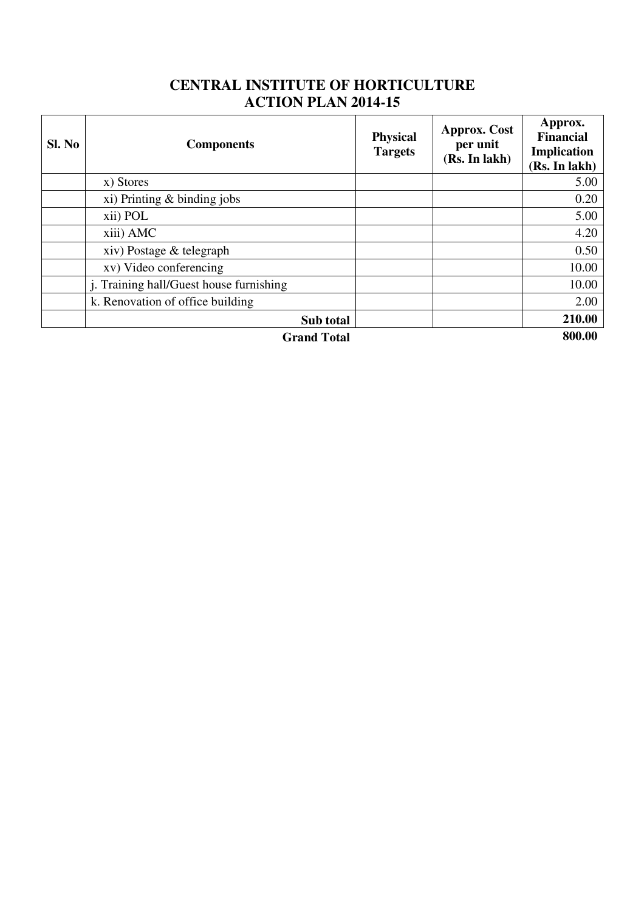# CENTRAL INSTITUTE OF HORTICULTURE
## ACTION PLAN 2014-15

| Sl. No | Components | Physical Targets | Approx. Cost per unit (Rs. In lakh) | Approx. Financial Implication (Rs. In lakh) |
|---|---|---|---|---|
| | x) Stores | | | 5.00 |
| | xi) Printing & binding jobs | | | 0.20 |
| | xii) POL | | | 5.00 |
| | xiii) AMC | | | 4.20 |
| | xiv) Postage & telegraph | | | 0.50 |
| | xv) Video conferencing | | | 10.00 |
| | j. Training hall/Guest house furnishing | | | 10.00 |
| | k. Renovation of office building | | | 2.00 |
| | **Sub total** | | | **210.00** |
| | **Grand Total** | | | **800.00** |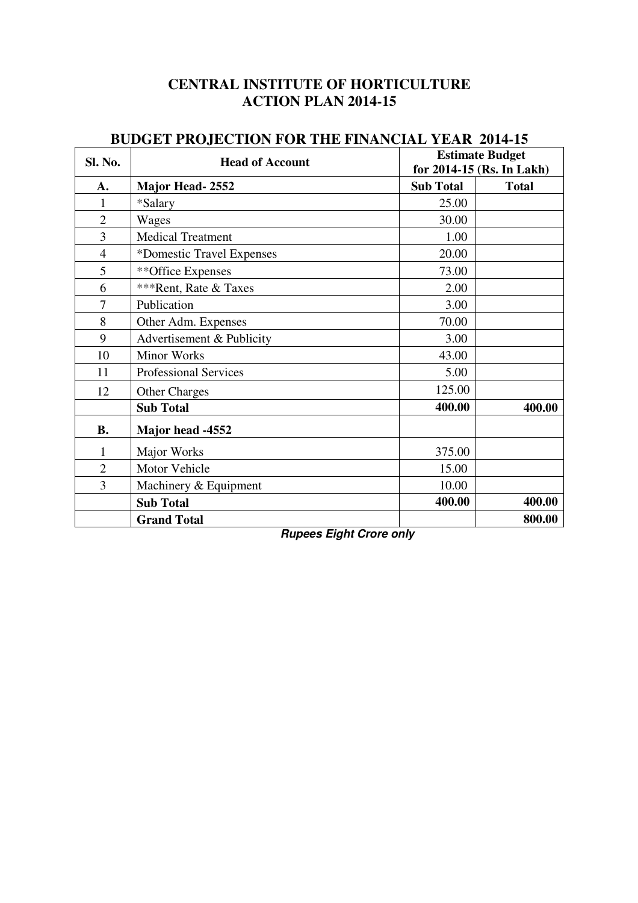# CENTRAL INSTITUTE OF HORTICULTURE
# ACTION PLAN 2014-15

## BUDGET PROJECTION FOR THE FINANCIAL YEAR 2014-15

| Sl. No. | Head of Account | Estimate Budget for 2014-15 (Rs. In Lakh) | |
|---|---|---|---|
| **A.** | **Major Head- 2552** | **Sub Total** | **Total** |
| 1 | *Salary | 25.00 | |
| 2 | Wages | 30.00 | |
| 3 | Medical Treatment | 1.00 | |
| 4 | *Domestic Travel Expenses | 20.00 | |
| 5 | **Office Expenses | 73.00 | |
| 6 | ***Rent, Rate & Taxes | 2.00 | |
| 7 | Publication | 3.00 | |
| 8 | Other Adm. Expenses | 70.00 | |
| 9 | Advertisement & Publicity | 3.00 | |
| 10 | Minor Works | 43.00 | |
| 11 | Professional Services | 5.00 | |
| 12 | Other Charges | 125.00 | |
| | **Sub Total** | **400.00** | **400.00** |
| **B.** | **Major head -4552** | | |
| 1 | Major Works | 375.00 | |
| 2 | Motor Vehicle | 15.00 | |
| 3 | Machinery & Equipment | 10.00 | |
| | **Sub Total** | **400.00** | **400.00** |
| | **Grand Total** | | **800.00** |

***Rupees Eight Crore only***